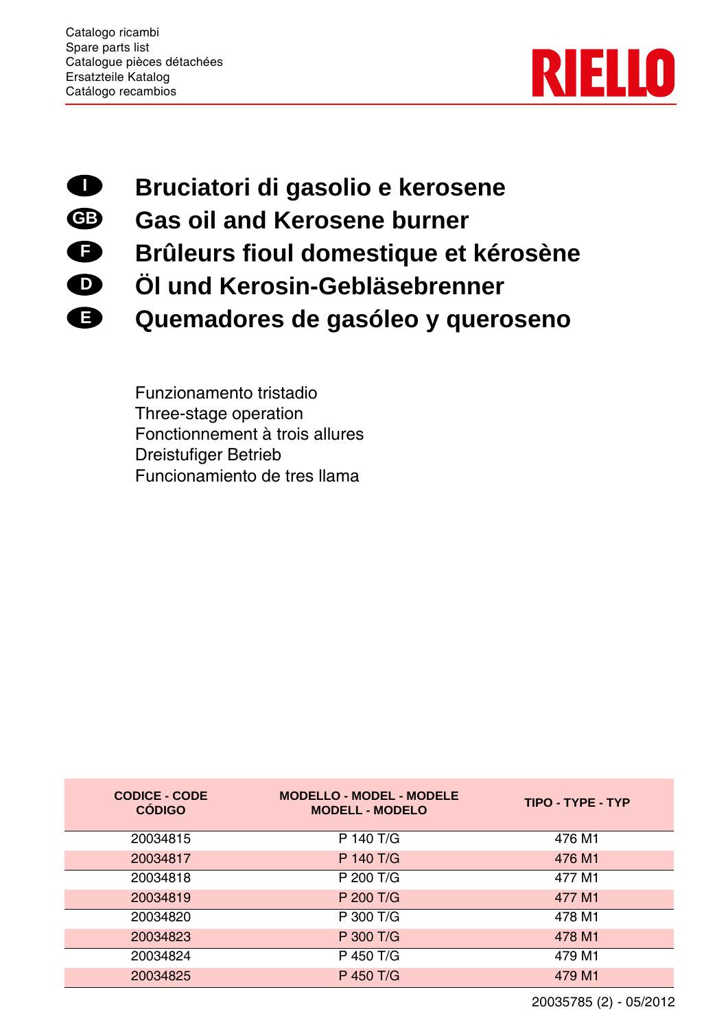Catalogo ricambi
Spare parts list
Catalogue pièces détachées
Ersatzteile Katalog
Catálogo recambios

RIELLO

# I Bruciatori di gasolio e kerosene
# GB Gas oil and Kerosene burner
# F Brûleurs fioul domestique et kérosène
# D Öl und Kerosin-Gebläsebrenner
# E Quemadores de gasóleo y queroseno

Funzionamento tristadio
Three-stage operation
Fonctionnement à trois allures
Dreistufiger Betrieb
Funcionamiento de tres llama

| CODICE - CODE CÓDIGO | MODELLO - MODEL - MODELE MODELL - MODELO | TIPO - TYPE - TYP |
|---|---|---|
| 20034815 | P 140 T/G | 476 M1 |
| 20034817 | P 140 T/G | 476 M1 |
| 20034818 | P 200 T/G | 477 M1 |
| 20034819 | P 200 T/G | 477 M1 |
| 20034820 | P 300 T/G | 478 M1 |
| 20034823 | P 300 T/G | 478 M1 |
| 20034824 | P 450 T/G | 479 M1 |
| 20034825 | P 450 T/G | 479 M1 |

20035785 (2) - 05/2012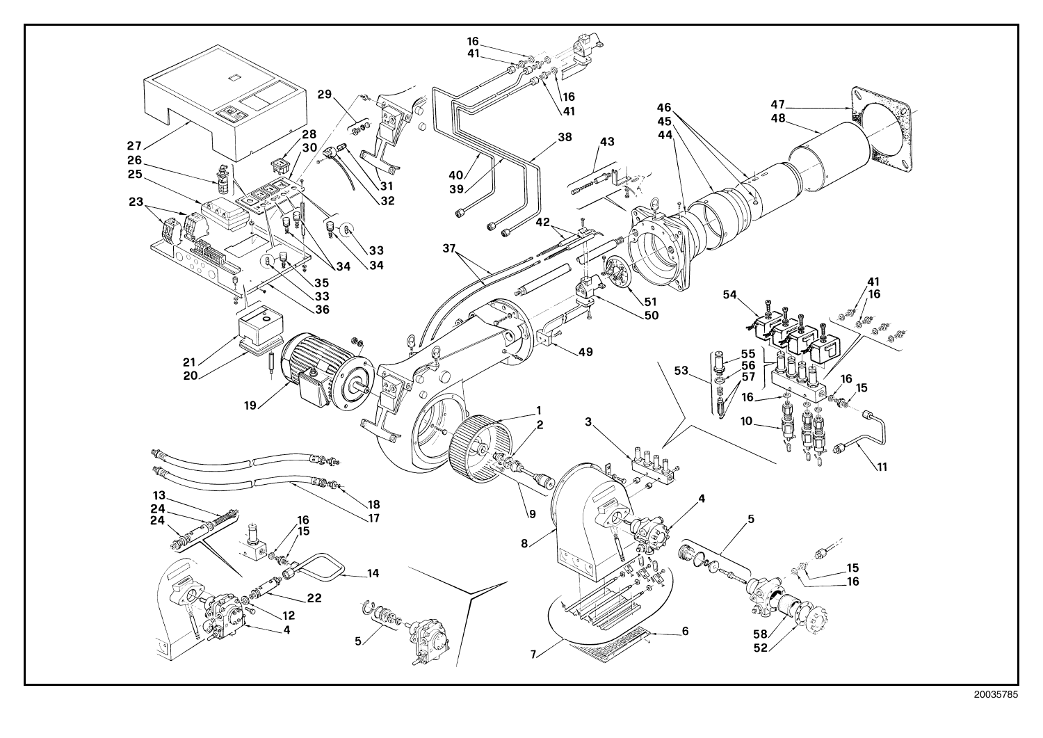20035785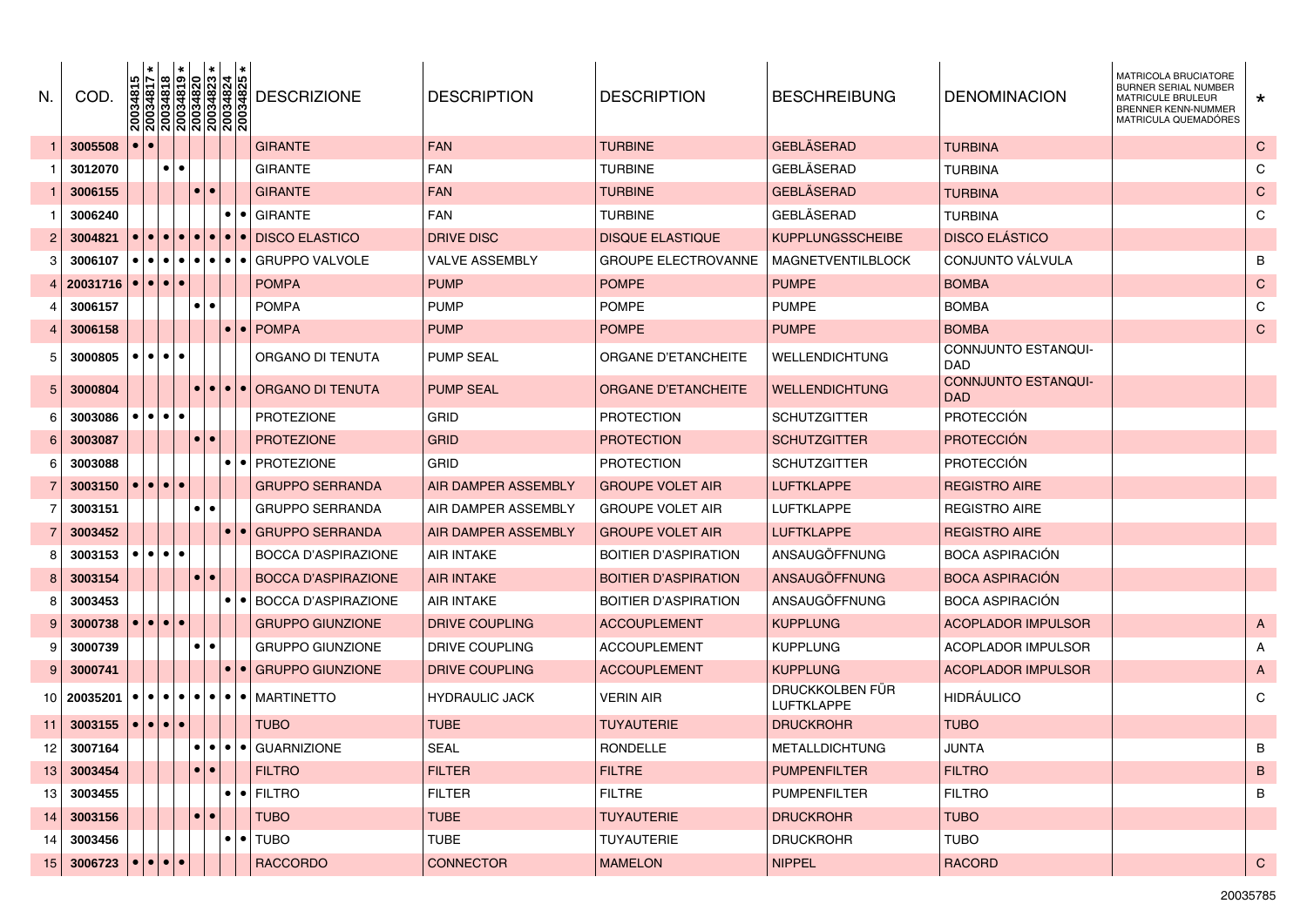| N. | COD. | 20034815 | 20034817 * | 20034818 | 20034819 * | 20034820 | 20034823 * | 20034824 | 20034825 * | DESCRIZIONE | DESCRIPTION | DESCRIPTION | BESCHREIBUNG | DENOMINACION | MATRICOLA BRUCIATORE BURNER SERIAL NUMBER MATRICULE BRULEUR BRENNER KENN-NUMMER MATRICULA QUEMADORES | * |
|---|---|---|---|---|---|---|---|---|---|---|---|---|---|---|---|---|
| 1 | 3005508 | • | • | | | | | | | GIRANTE | FAN | TURBINE | GEBLÄSERAD | TURBINA | | C |
| 1 | 3012070 | | | • | • | | | | | GIRANTE | FAN | TURBINE | GEBLÄSERAD | TURBINA | | C |
| 1 | 3006155 | | | | | • | • | | | GIRANTE | FAN | TURBINE | GEBLÄSERAD | TURBINA | | C |
| 1 | 3006240 | | | | | | | • | • | GIRANTE | FAN | TURBINE | GEBLÄSERAD | TURBINA | | C |
| 2 | 3004821 | • | • | • | • | • | • | • | • | DISCO ELASTICO | DRIVE DISC | DISQUE ELASTIQUE | KUPPLUNGSSCHEIBE | DISCO ELÁSTICO | | |
| 3 | 3006107 | • | • | • | • | • | • | • | • | GRUPPO VALVOLE | VALVE ASSEMBLY | GROUPE ELECTROVANNE | MAGNETVENTILBLOCK | CONJUNTO VÁLVULA | | B |
| 4 | 20031716 | • | • | • | • | | | | | POMPA | PUMP | POMPE | PUMPE | BOMBA | | C |
| 4 | 3006157 | | | | | • | • | | | POMPA | PUMP | POMPE | PUMPE | BOMBA | | C |
| 4 | 3006158 | | | | | | | • | • | POMPA | PUMP | POMPE | PUMPE | BOMBA | | C |
| 5 | 3000805 | • | • | • | • | | | | | ORGANO DI TENUTA | PUMP SEAL | ORGANE D'ETANCHEITE | WELLENDICHTUNG | CONNJUNTO ESTANQUI-DAD | | |
| 5 | 3000804 | | | | | • | • | • | • | ORGANO DI TENUTA | PUMP SEAL | ORGANE D'ETANCHEITE | WELLENDICHTUNG | CONNJUNTO ESTANQUI-DAD | | |
| 6 | 3003086 | • | • | • | • | | | | | PROTEZIONE | GRID | PROTECTION | SCHUTZGITTER | PROTECCIÓN | | |
| 6 | 3003087 | | | | | • | • | | | PROTEZIONE | GRID | PROTECTION | SCHUTZGITTER | PROTECCIÓN | | |
| 6 | 3003088 | | | | | | | • | • | PROTEZIONE | GRID | PROTECTION | SCHUTZGITTER | PROTECCIÓN | | |
| 7 | 3003150 | • | • | • | • | | | | | GRUPPO SERRANDA | AIR DAMPER ASSEMBLY | GROUPE VOLET AIR | LUFTKLAPPE | REGISTRO AIRE | | |
| 7 | 3003151 | | | | | • | • | | | GRUPPO SERRANDA | AIR DAMPER ASSEMBLY | GROUPE VOLET AIR | LUFTKLAPPE | REGISTRO AIRE | | |
| 7 | 3003452 | | | | | | | • | • | GRUPPO SERRANDA | AIR DAMPER ASSEMBLY | GROUPE VOLET AIR | LUFTKLAPPE | REGISTRO AIRE | | |
| 8 | 3003153 | • | • | • | • | | | | | BOCCA D'ASPIRAZIONE | AIR INTAKE | BOITIER D'ASPIRATION | ANSAUGÖFFNUNG | BOCA ASPIRACIÓN | | |
| 8 | 3003154 | | | | | • | • | | | BOCCA D'ASPIRAZIONE | AIR INTAKE | BOITIER D'ASPIRATION | ANSAUGÖFFNUNG | BOCA ASPIRACIÓN | | |
| 8 | 3003453 | | | | | | | • | • | BOCCA D'ASPIRAZIONE | AIR INTAKE | BOITIER D'ASPIRATION | ANSAUGÖFFNUNG | BOCA ASPIRACIÓN | | |
| 9 | 3000738 | • | • | • | • | | | | | GRUPPO GIUNZIONE | DRIVE COUPLING | ACCOUPLEMENT | KUPPLUNG | ACOPLADOR IMPULSOR | | A |
| 9 | 3000739 | | | | | • | • | | | GRUPPO GIUNZIONE | DRIVE COUPLING | ACCOUPLEMENT | KUPPLUNG | ACOPLADOR IMPULSOR | | A |
| 9 | 3000741 | | | | | | | • | • | GRUPPO GIUNZIONE | DRIVE COUPLING | ACCOUPLEMENT | KUPPLUNG | ACOPLADOR IMPULSOR | | A |
| 10 | 20035201 | • | • | • | • | • | • | • | • | MARTINETTO | HYDRAULIC JACK | VERIN AIR | DRUCKKOLBEN FÜR LUFTKLAPPE | HIDRÁULICO | | C |
| 11 | 3003155 | • | • | • | • | | | | | TUBO | TUBE | TUYAUTERIE | DRUCKROHR | TUBO | | |
| 12 | 3007164 | | | | | • | • | • | • | GUARNIZIONE | SEAL | RONDELLE | METALLDICHTUNG | JUNTA | | B |
| 13 | 3003454 | | | | | • | • | | | FILTRO | FILTER | FILTRE | PUMPENFILTER | FILTRO | | B |
| 13 | 3003455 | | | | | | | • | • | FILTRO | FILTER | FILTRE | PUMPENFILTER | FILTRO | | B |
| 14 | 3003156 | | | | | • | • | | | TUBO | TUBE | TUYAUTERIE | DRUCKROHR | TUBO | | |
| 14 | 3003456 | | | | | | | • | • | TUBO | TUBE | TUYAUTERIE | DRUCKROHR | TUBO | | |
| 15 | 3006723 | • | • | • | • | | | | | RACCORDO | CONNECTOR | MAMELON | NIPPEL | RACORD | | C |

20035785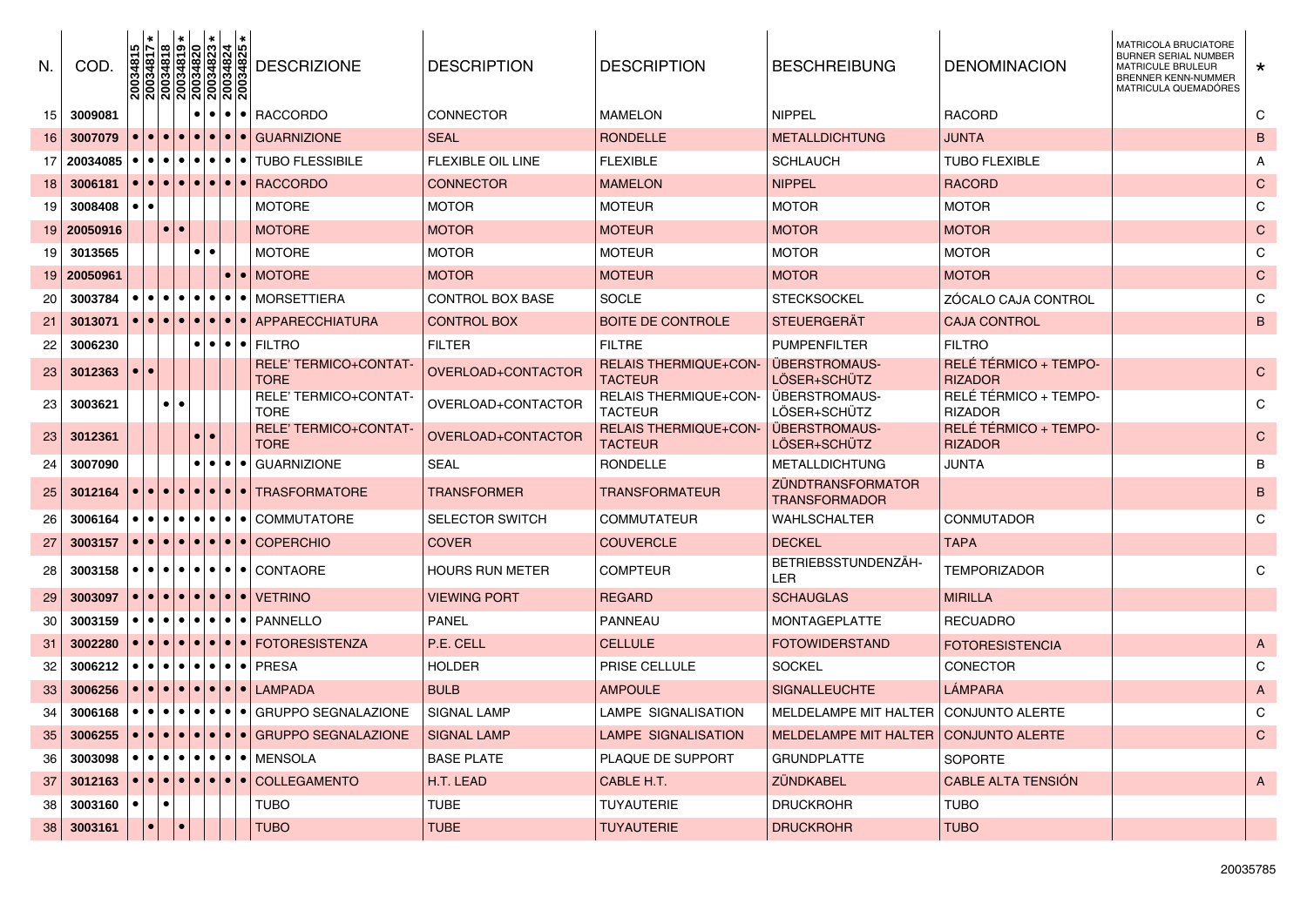| N. | COD. | 20034815 | 20034817 * | 20034818 | 20034819 * | 20034820 | 20034823 * | 20034824 | 20034825 * | DESCRIZIONE | DESCRIPTION | DESCRIPTION | BESCHREIBUNG | DENOMINACION | MATRICOLA BRUCIATORE BURNER SERIAL NUMBER MATRICULE BRULEUR BRENNER KENN-NUMMER MATRICULA QUEMADORES | * |
|---|---|---|---|---|---|---|---|---|---|---|---|---|---|---|---|---|
| 15 | 3009081 | | | | | • | • | • | • | RACCORDO | CONNECTOR | MAMELON | NIPPEL | RACORD | | C |
| 16 | 3007079 | • | • | • | • | • | • | • | • | GUARNIZIONE | SEAL | RONDELLE | METALLDICHTUNG | JUNTA | | B |
| 17 | 20034085 | • | • | • | • | • | • | • | • | TUBO FLESSIBILE | FLEXIBLE OIL LINE | FLEXIBLE | SCHLAUCH | TUBO FLEXIBLE | | A |
| 18 | 3006181 | • | • | • | • | • | • | • | • | RACCORDO | CONNECTOR | MAMELON | NIPPEL | RACORD | | C |
| 19 | 3008408 | • | • | | | | | | | MOTORE | MOTOR | MOTEUR | MOTOR | MOTOR | | C |
| 19 | 20050916 | | | • | • | | | | | MOTORE | MOTOR | MOTEUR | MOTOR | MOTOR | | C |
| 19 | 3013565 | | | | | • | • | | | MOTORE | MOTOR | MOTEUR | MOTOR | MOTOR | | C |
| 19 | 20050961 | | | | | | | • | • | MOTORE | MOTOR | MOTEUR | MOTOR | MOTOR | | C |
| 20 | 3003784 | • | • | • | • | • | • | • | • | MORSETTIERA | CONTROL BOX BASE | SOCLE | STECKSOCKEL | ZÓCALO CAJA CONTROL | | C |
| 21 | 3013071 | • | • | • | • | • | • | • | • | APPARECCHIATURA | CONTROL BOX | BOITE DE CONTROLE | STEUERGERÄT | CAJA CONTROL | | B |
| 22 | 3006230 | | | | | • | • | • | • | FILTRO | FILTER | FILTRE | PUMPENFILTER | FILTRO | | |
| 23 | 3012363 | • | • | | | | | | | RELE' TERMICO+CONTATTORE | OVERLOAD+CONTACTOR | RELAIS THERMIQUE+CONTACTEUR | ÜBERSTROMAUSLÖSER+SCHÜTZ | RELÉ TÉRMICO + TEMPORIZADOR | | C |
| 23 | 3003621 | | | • | • | | | | | RELE' TERMICO+CONTATTORE | OVERLOAD+CONTACTOR | RELAIS THERMIQUE+CONTACTEUR | ÜBERSTROMAUSLÖSER+SCHÜTZ | RELÉ TÉRMICO + TEMPORIZADOR | | C |
| 23 | 3012361 | | | | | • | • | | | RELE' TERMICO+CONTATTORE | OVERLOAD+CONTACTOR | RELAIS THERMIQUE+CONTACTEUR | ÜBERSTROMAUSLÖSER+SCHÜTZ | RELÉ TÉRMICO + TEMPORIZADOR | | C |
| 24 | 3007090 | | | | | • | • | • | • | GUARNIZIONE | SEAL | RONDELLE | METALLDICHTUNG | JUNTA | | B |
| 25 | 3012164 | • | • | • | • | • | • | • | • | TRASFORMATORE | TRANSFORMER | TRANSFORMATEUR | ZÜNDTRANSFORMATOR TRANSFORMADOR | | | B |
| 26 | 3006164 | • | • | • | • | • | • | • | • | COMMUTATORE | SELECTOR SWITCH | COMMUTATEUR | WAHLSCHALTER | CONMUTADOR | | C |
| 27 | 3003157 | • | • | • | • | • | • | • | • | COPERCHIO | COVER | COUVERCLE | DECKEL | TAPA | | |
| 28 | 3003158 | • | • | • | • | • | • | • | • | CONTAORE | HOURS RUN METER | COMPTEUR | BETRIEBSSTUNDENZÄHLER | TEMPORIZADOR | | C |
| 29 | 3003097 | • | • | • | • | • | • | • | • | VETRINO | VIEWING PORT | REGARD | SCHAUGLAS | MIRILLA | | |
| 30 | 3003159 | • | • | • | • | • | • | • | • | PANNELLO | PANEL | PANNEAU | MONTAGEPLATTE | RECUADRO | | |
| 31 | 3002280 | • | • | • | • | • | • | • | • | FOTORESISTENZA | P.E. CELL | CELLULE | FOTOWIDERSTAND | FOTORESISTENCIA | | A |
| 32 | 3006212 | • | • | • | • | • | • | • | • | PRESA | HOLDER | PRISE CELLULE | SOCKEL | CONECTOR | | C |
| 33 | 3006256 | • | • | • | • | • | • | • | • | LAMPADA | BULB | AMPOULE | SIGNALLEUCHTE | LÁMPARA | | A |
| 34 | 3006168 | • | • | • | • | • | • | • | • | GRUPPO SEGNALAZIONE | SIGNAL LAMP | LAMPE SIGNALISATION | MELDELAMPE MIT HALTER | CONJUNTO ALERTE | | C |
| 35 | 3006255 | • | • | • | • | • | • | • | • | GRUPPO SEGNALAZIONE | SIGNAL LAMP | LAMPE SIGNALISATION | MELDELAMPE MIT HALTER | CONJUNTO ALERTE | | C |
| 36 | 3003098 | • | • | • | • | • | • | • | • | MENSOLA | BASE PLATE | PLAQUE DE SUPPORT | GRUNDPLATTE | SOPORTE | | |
| 37 | 3012163 | • | • | • | • | • | • | • | • | COLLEGAMENTO | H.T. LEAD | CABLE H.T. | ZÜNDKABEL | CABLE ALTA TENSIÓN | | A |
| 38 | 3003160 | • | | • | | | | | | TUBO | TUBE | TUYAUTERIE | DRUCKROHR | TUBO | | |
| 38 | 3003161 | | • | | • | | | | | TUBO | TUBE | TUYAUTERIE | DRUCKROHR | TUBO | | |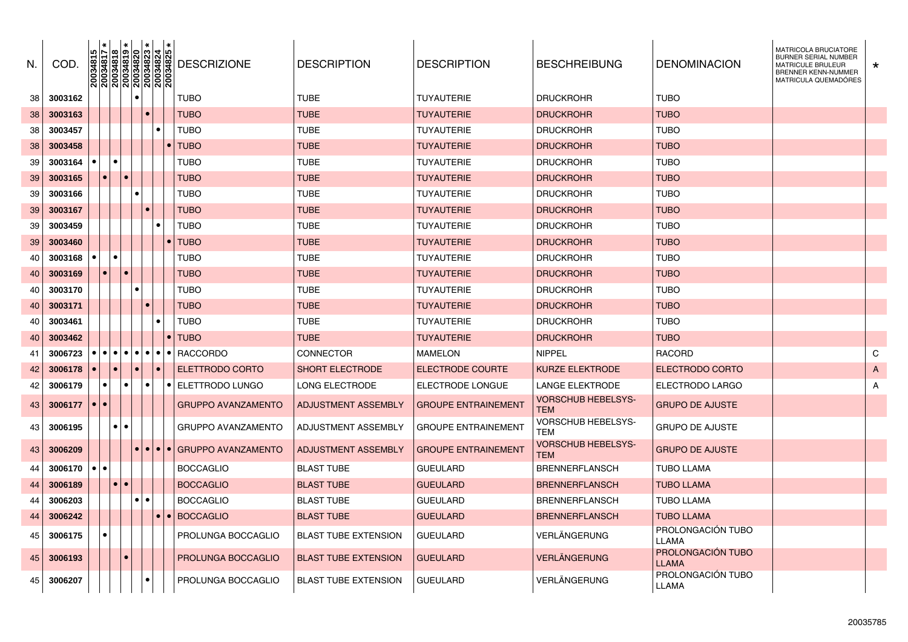| N. | COD. | 20034815 | 20034817 * | 20034818 | 20034819 * | 20034820 | 20034823 * | 20034824 | 20034825 * | DESCRIZIONE | DESCRIPTION | DESCRIPTION | BESCHREIBUNG | DENOMINACION | MATRICOLA BRUCIATORE BURNER SERIAL NUMBER MATRICULE BRULEUR BRENNER KENN-NUMMER MATRICULA QUEMADÓRES | * |
|---|---|---|---|---|---|---|---|---|---|---|---|---|---|---|---|---|
| 38 | 3003162 | | | | | • | | | | TUBO | TUBE | TUYAUTERIE | DRUCKROHR | TUBO | | |
| 38 | 3003163 | | | | | | • | | | TUBO | TUBE | TUYAUTERIE | DRUCKROHR | TUBO | | |
| 38 | 3003457 | | | | | | | • | | TUBO | TUBE | TUYAUTERIE | DRUCKROHR | TUBO | | |
| 38 | 3003458 | | | | | | | | • | TUBO | TUBE | TUYAUTERIE | DRUCKROHR | TUBO | | |
| 39 | 3003164 | • | | • | | | | | | TUBO | TUBE | TUYAUTERIE | DRUCKROHR | TUBO | | |
| 39 | 3003165 | | • | | • | | | | | TUBO | TUBE | TUYAUTERIE | DRUCKROHR | TUBO | | |
| 39 | 3003166 | | | | | • | | | | TUBO | TUBE | TUYAUTERIE | DRUCKROHR | TUBO | | |
| 39 | 3003167 | | | | | | • | | | TUBO | TUBE | TUYAUTERIE | DRUCKROHR | TUBO | | |
| 39 | 3003459 | | | | | | | • | | TUBO | TUBE | TUYAUTERIE | DRUCKROHR | TUBO | | |
| 39 | 3003460 | | | | | | | | • | TUBO | TUBE | TUYAUTERIE | DRUCKROHR | TUBO | | |
| 40 | 3003168 | • | | • | | | | | | TUBO | TUBE | TUYAUTERIE | DRUCKROHR | TUBO | | |
| 40 | 3003169 | | • | | • | | | | | TUBO | TUBE | TUYAUTERIE | DRUCKROHR | TUBO | | |
| 40 | 3003170 | | | | | • | | | | TUBO | TUBE | TUYAUTERIE | DRUCKROHR | TUBO | | |
| 40 | 3003171 | | | | | | • | | | TUBO | TUBE | TUYAUTERIE | DRUCKROHR | TUBO | | |
| 40 | 3003461 | | | | | | | • | | TUBO | TUBE | TUYAUTERIE | DRUCKROHR | TUBO | | |
| 40 | 3003462 | | | | | | | | • | TUBO | TUBE | TUYAUTERIE | DRUCKROHR | TUBO | | |
| 41 | 3006723 | • | • | • | • | • | • | • | • | RACCORDO | CONNECTOR | MAMELON | NIPPEL | RACORD | | C |
| 42 | 3006178 | • | | • | | • | | • | | ELETTRODO CORTO | SHORT ELECTRODE | ELECTRODE COURTE | KURZE ELEKTRODE | ELECTRODO CORTO | | A |
| 42 | 3006179 | | • | | • | | • | | • | ELETTRODO LUNGO | LONG ELECTRODE | ELECTRODE LONGUE | LANGE ELEKTRODE | ELECTRODO LARGO | | A |
| 43 | 3006177 | • | • | | | | | | | GRUPPO AVANZAMENTO | ADJUSTMENT ASSEMBLY | GROUPE ENTRAINEMENT | VORSCHUB HEBELSYS-TEM | GRUPO DE AJUSTE | | |
| 43 | 3006195 | | | • | • | | | | | GRUPPO AVANZAMENTO | ADJUSTMENT ASSEMBLY | GROUPE ENTRAINEMENT | VORSCHUB HEBELSYS-TEM | GRUPO DE AJUSTE | | |
| 43 | 3006209 | | | | | • | • | • | • | GRUPPO AVANZAMENTO | ADJUSTMENT ASSEMBLY | GROUPE ENTRAINEMENT | VORSCHUB HEBELSYS-TEM | GRUPO DE AJUSTE | | |
| 44 | 3006170 | • | • | | | | | | | BOCCAGLIO | BLAST TUBE | GUEULARD | BRENNERFLANSCH | TUBO LLAMA | | |
| 44 | 3006189 | | | • | • | | | | | BOCCAGLIO | BLAST TUBE | GUEULARD | BRENNERFLANSCH | TUBO LLAMA | | |
| 44 | 3006203 | | | | | • | • | | | BOCCAGLIO | BLAST TUBE | GUEULARD | BRENNERFLANSCH | TUBO LLAMA | | |
| 44 | 3006242 | | | | | | | • | • | BOCCAGLIO | BLAST TUBE | GUEULARD | BRENNERFLANSCH | TUBO LLAMA | | |
| 45 | 3006175 | | • | | | | | | | PROLUNGA BOCCAGLIO | BLAST TUBE EXTENSION | GUEULARD | VERLÄNGERUNG | PROLONGACIÓN TUBO LLAMA | | |
| 45 | 3006193 | | | | • | | | | | PROLUNGA BOCCAGLIO | BLAST TUBE EXTENSION | GUEULARD | VERLÄNGERUNG | PROLONGACIÓN TUBO LLAMA | | |
| 45 | 3006207 | | | | | | • | | | PROLUNGA BOCCAGLIO | BLAST TUBE EXTENSION | GUEULARD | VERLÄNGERUNG | PROLONGACIÓN TUBO LLAMA | | |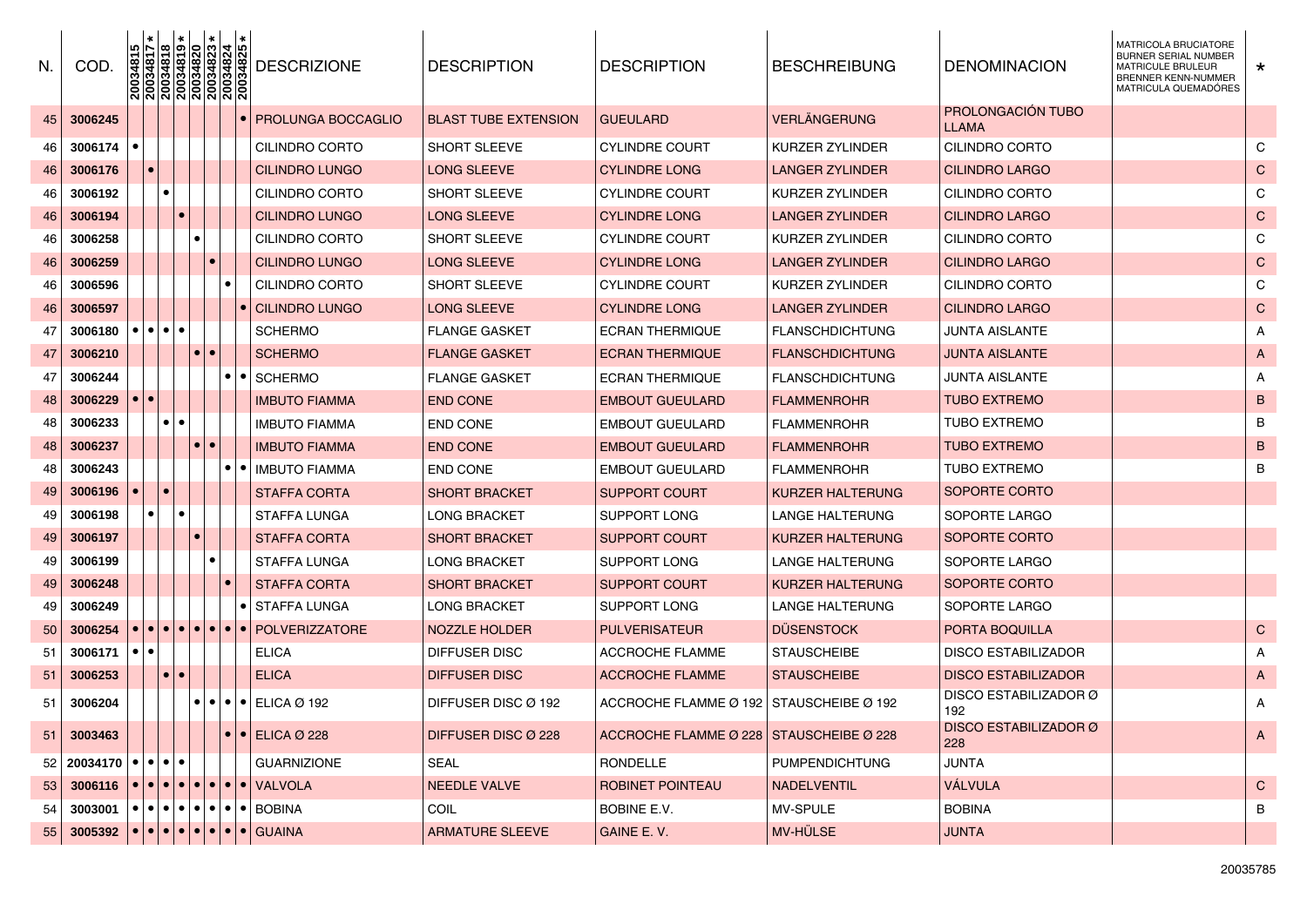| N. | COD. | 20034815 | 20034817 * | 20034818 | 20034819 * | 20034820 | 20034823 * | 20034824 | 20034825 * | DESCRIZIONE | DESCRIPTION | DESCRIPTION | BESCHREIBUNG | DENOMINACION | MATRICOLA BRUCIATORE BURNER SERIAL NUMBER MATRICULE BRULEUR BRENNER KENN-NUMMER MATRICULA QUEMADORES | * |
|---|---|---|---|---|---|---|---|---|---|---|---|---|---|---|---|---|
| 45 | 3006245 | | | | | | | | • | PROLUNGA BOCCAGLIO | BLAST TUBE EXTENSION | GUEULARD | VERLÄNGERUNG | PROLONGACIÓN TUBO LLAMA | | |
| 46 | 3006174 | • | | | | | | | | CILINDRO CORTO | SHORT SLEEVE | CYLINDRE COURT | KURZER ZYLINDER | CILINDRO CORTO | | C |
| 46 | 3006176 | | • | | | | | | | CILINDRO LUNGO | LONG SLEEVE | CYLINDRE LONG | LANGER ZYLINDER | CILINDRO LARGO | | C |
| 46 | 3006192 | | | • | | | | | | CILINDRO CORTO | SHORT SLEEVE | CYLINDRE COURT | KURZER ZYLINDER | CILINDRO CORTO | | C |
| 46 | 3006194 | | | | • | | | | | CILINDRO LUNGO | LONG SLEEVE | CYLINDRE LONG | LANGER ZYLINDER | CILINDRO LARGO | | C |
| 46 | 3006258 | | | | | • | | | | CILINDRO CORTO | SHORT SLEEVE | CYLINDRE COURT | KURZER ZYLINDER | CILINDRO CORTO | | C |
| 46 | 3006259 | | | | | | • | | | CILINDRO LUNGO | LONG SLEEVE | CYLINDRE LONG | LANGER ZYLINDER | CILINDRO LARGO | | C |
| 46 | 3006596 | | | | | | | • | | CILINDRO CORTO | SHORT SLEEVE | CYLINDRE COURT | KURZER ZYLINDER | CILINDRO CORTO | | C |
| 46 | 3006597 | | | | | | | | • | CILINDRO LUNGO | LONG SLEEVE | CYLINDRE LONG | LANGER ZYLINDER | CILINDRO LARGO | | C |
| 47 | 3006180 | • | • | • | • | | | | | SCHERMO | FLANGE GASKET | ECRAN THERMIQUE | FLANSCHDICHTUNG | JUNTA AISLANTE | | A |
| 47 | 3006210 | | | | | • | • | | | SCHERMO | FLANGE GASKET | ECRAN THERMIQUE | FLANSCHDICHTUNG | JUNTA AISLANTE | | A |
| 47 | 3006244 | | | | | | | • | • | SCHERMO | FLANGE GASKET | ECRAN THERMIQUE | FLANSCHDICHTUNG | JUNTA AISLANTE | | A |
| 48 | 3006229 | • | • | | | | | | | IMBUTO FIAMMA | END CONE | EMBOUT GUEULARD | FLAMMENROHR | TUBO EXTREMO | | B |
| 48 | 3006233 | | | • | • | | | | | IMBUTO FIAMMA | END CONE | EMBOUT GUEULARD | FLAMMENROHR | TUBO EXTREMO | | B |
| 48 | 3006237 | | | | | • | • | | | IMBUTO FIAMMA | END CONE | EMBOUT GUEULARD | FLAMMENROHR | TUBO EXTREMO | | B |
| 48 | 3006243 | | | | | | | • | • | IMBUTO FIAMMA | END CONE | EMBOUT GUEULARD | FLAMMENROHR | TUBO EXTREMO | | B |
| 49 | 3006196 | • | | • | | | | | | STAFFA CORTA | SHORT BRACKET | SUPPORT COURT | KURZER HALTERUNG | SOPORTE CORTO | | |
| 49 | 3006198 | | • | | • | | | | | STAFFA LUNGA | LONG BRACKET | SUPPORT LONG | LANGE HALTERUNG | SOPORTE LARGO | | |
| 49 | 3006197 | | | | | • | | | | STAFFA CORTA | SHORT BRACKET | SUPPORT COURT | KURZER HALTERUNG | SOPORTE CORTO | | |
| 49 | 3006199 | | | | | | • | | | STAFFA LUNGA | LONG BRACKET | SUPPORT LONG | LANGE HALTERUNG | SOPORTE LARGO | | |
| 49 | 3006248 | | | | | | | • | | STAFFA CORTA | SHORT BRACKET | SUPPORT COURT | KURZER HALTERUNG | SOPORTE CORTO | | |
| 49 | 3006249 | | | | | | | | • | STAFFA LUNGA | LONG BRACKET | SUPPORT LONG | LANGE HALTERUNG | SOPORTE LARGO | | |
| 50 | 3006254 | • | • | • | • | • | • | • | • | POLVERIZZATORE | NOZZLE HOLDER | PULVERISATEUR | DÜSENSTOCK | PORTA BOQUILLA | | C |
| 51 | 3006171 | • | • | | | | | | | ELICA | DIFFUSER DISC | ACCROCHE FLAMME | STAUSCHEIBE | DISCO ESTABILIZADOR | | A |
| 51 | 3006253 | | | • | • | | | | | ELICA | DIFFUSER DISC | ACCROCHE FLAMME | STAUSCHEIBE | DISCO ESTABILIZADOR | | A |
| 51 | 3006204 | | | | | • | • | • | • | ELICA Ø 192 | DIFFUSER DISC Ø 192 | ACCROCHE FLAMME Ø 192 | STAUSCHEIBE Ø 192 | DISCO ESTABILIZADOR Ø 192 | | A |
| 51 | 3003463 | | | | | | | • | • | ELICA Ø 228 | DIFFUSER DISC Ø 228 | ACCROCHE FLAMME Ø 228 | STAUSCHEIBE Ø 228 | DISCO ESTABILIZADOR Ø 228 | | A |
| 52 | 20034170 | • | • | • | • | | | | | GUARNIZIONE | SEAL | RONDELLE | PUMPENDICHTUNG | JUNTA | | |
| 53 | 3006116 | • | • | • | • | • | • | • | • | VALVOLA | NEEDLE VALVE | ROBINET POINTEAU | NADELVENTIL | VÁLVULA | | C |
| 54 | 3003001 | • | • | • | • | • | • | • | • | BOBINA | COIL | BOBINE E.V. | MV-SPULE | BOBINA | | B |
| 55 | 3005392 | • | • | • | • | • | • | • | • | GUAINA | ARMATURE SLEEVE | GAINE E. V. | MV-HÜLSE | JUNTA | | |

20035785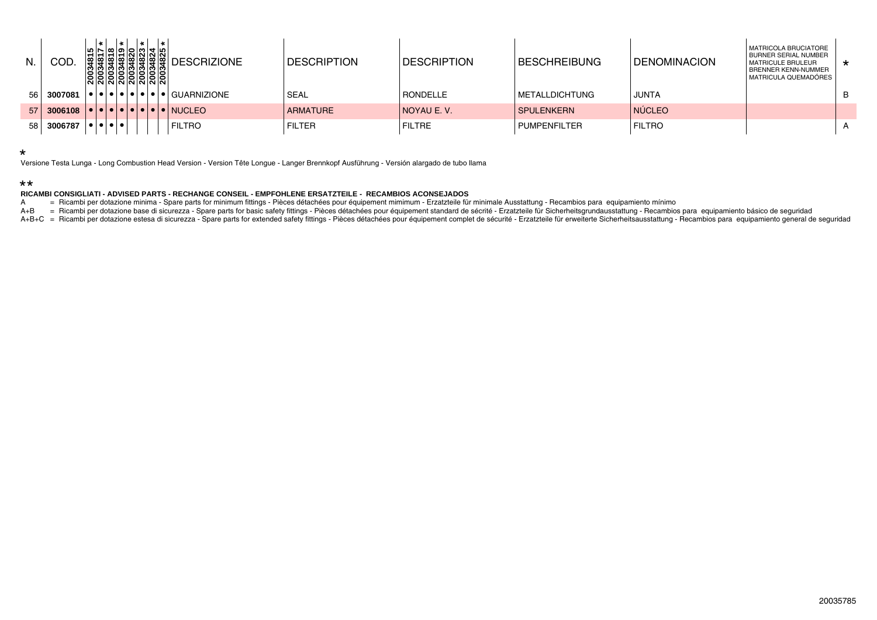| N. | COD. | 20034815 | 20034817 * | 20034818 | 20034819 * | 20034820 | 20034823 * | 20034824 | 20034825 * | DESCRIZIONE | DESCRIPTION | DESCRIPTION | BESCHREIBUNG | DENOMINACION | MATRICOLA BRUCIATORE BURNER SERIAL NUMBER MATRICULE BRULEUR BRENNER KENN-NUMMER MATRICULA QUEMADÓRES | * |
|---|---|---|---|---|---|---|---|---|---|---|---|---|---|---|---|---|
| 56 | **3007081** | • | • | • | • | • | • | • | • | GUARNIZIONE | SEAL | RONDELLE | METALLDICHTUNG | JUNTA | | B |
| 57 | **3006108** | • | • | • | • | • | • | • | • | NUCLEO | ARMATURE | NOYAU E. V. | SPULENKERN | NÚCLEO | | |
| 58 | **3006787** | • | • | • | • | | | | | FILTRO | FILTER | FILTRE | PUMPENFILTER | FILTRO | | A |

*

Versione Testa Lunga - Long Combustion Head Version - Version Tête Longue - Langer Brennkopf Ausführung - Versión alargado de tubo llama

**

**RICAMBI CONSIGLIATI - ADVISED PARTS - RECHANGE CONSEIL - EMPFOHLENE ERSATZTEILE - RECAMBIOS ACONSEJADOS**

A = Ricambi per dotazione minima - Spare parts for minimum fittings - Pièces détachées pour équipement mimimum - Erzatzteile für minimale Ausstattung - Recambios para equipamiento mínimo

A+B = Ricambi per dotazione base di sicurezza - Spare parts for basic safety fittings - Pièces détachées pour équipement standard de sécrité - Erzatzteile für Sicherheitsgrundausstattung - Recambios para equipamiento básico de seguridad

A+B+C = Ricambi per dotazione estesa di sicurezza - Spare parts for extended safety fittings - Pièces détachées pour équipement complet de sécurité - Erzatzteile für erweiterte Sicherheitsausstattung - Recambios para equipamiento general de seguridad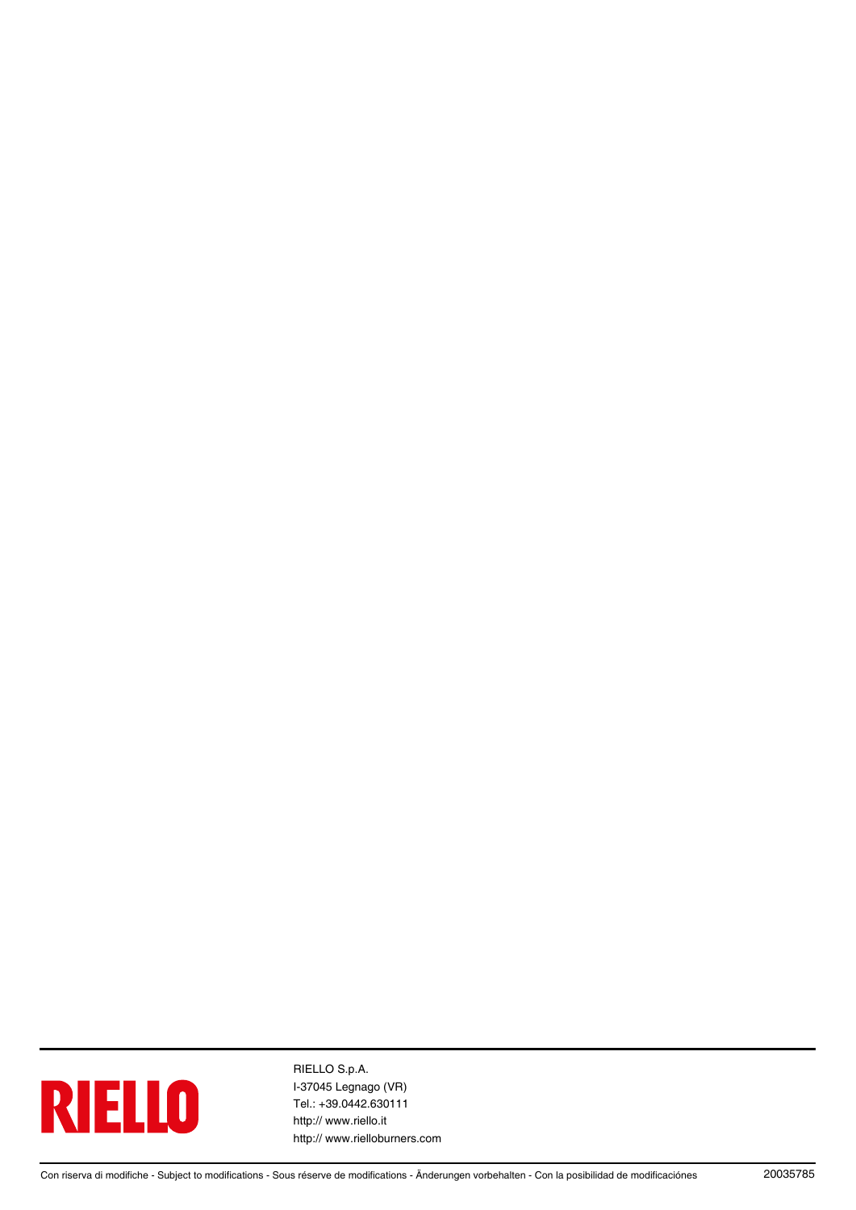RIELLO

RIELLO S.p.A.
I-37045 Legnago (VR)
Tel.: +39.0442.630111
http:// www.riello.it
http:// www.rielloburners.com

Con riserva di modifiche - Subject to modifications - Sous réserve de modifications - Änderungen vorbehalten - Con la posibilidad de modificacióñes

20035785